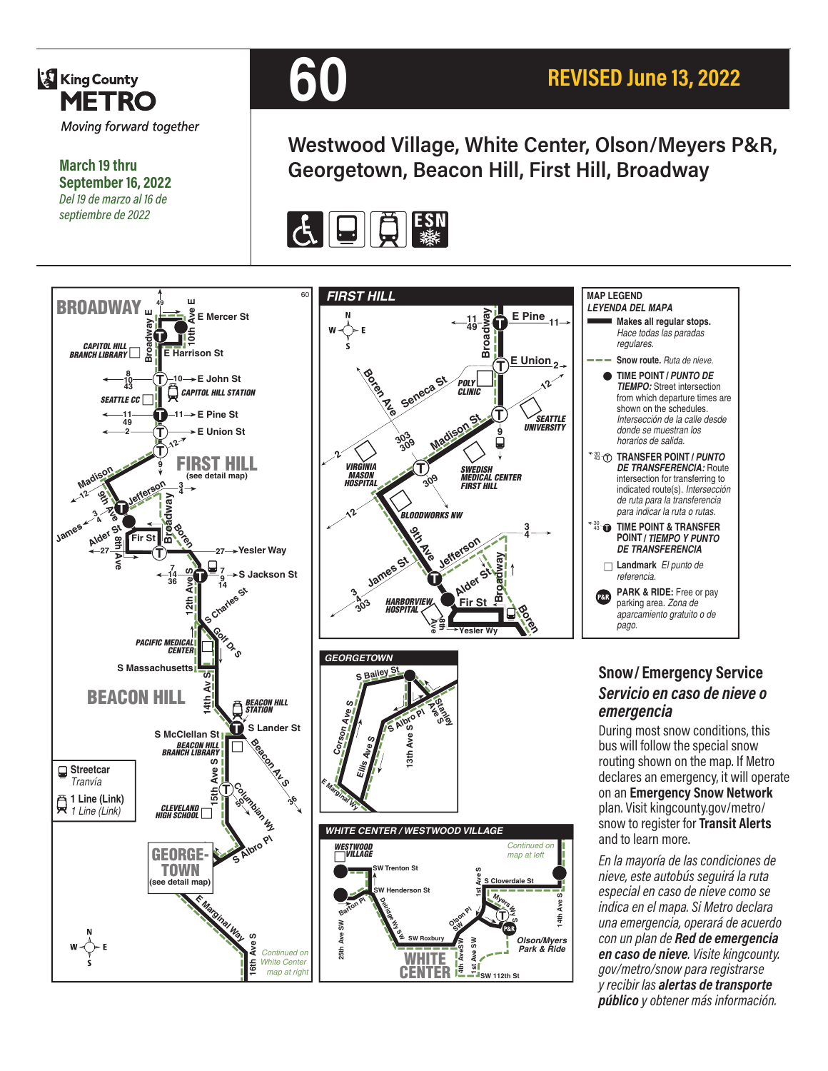King County METRO
*Moving forward together*

# 60

**REVISED June 13, 2022**

**March 19 thru September 16, 2022**
*Del 19 de marzo al 16 de septiembre de 2022*

## Westwood Village, White Center, Olson/Meyers P&R, Georgetown, Beacon Hill, First Hill, Broadway

### MAP LEGEND
*LEYENDA DEL MAPA*

- **Makes all regular stops.** *Hace todas las paradas regulares.*
- **Snow route.** *Ruta de nieve.*
- **TIME POINT / *PUNTO DE TIEMPO:*** Street intersection from which departure times are shown on the schedules. *Intersección de la calle desde donde se muestran los horarios de salida.*
- **TRANSFER POINT / *PUNTO DE TRANSFERENCIA:*** Route intersection for transferring to indicated route(s). *Intersección de ruta para la transferencia para indicar la ruta o rutas.*
- **TIME POINT & TRANSFER POINT / *TIEMPO Y PUNTO DE TRANSFERENCIA***
- **Landmark** *El punto de referencia.*
- **PARK & RIDE:** Free or pay parking area. *Zona de aparcamiento gratuito o de pago.*
- **Streetcar** *Tranvía*
- **1 Line (Link)** *1 Line (Link)*

## Snow/ Emergency Service
### *Servicio en caso de nieve o emergencia*

During most snow conditions, this bus will follow the special snow routing shown on the map. If Metro declares an emergency, it will operate on an **Emergency Snow Network** plan. Visit kingcounty.gov/metro/snow to register for **Transit Alerts** and to learn more.

*En la mayoría de las condiciones de nieve, este autobús seguirá la ruta especial en caso de nieve como se indica en el mapa. Si Metro declara una emergencia, operará de acuerdo con un plan de **Red de emergencia en caso de nieve**. Visite kingcounty.gov/metro/snow para registrarse y recibir las **alertas de transporte público** y obtener más información.*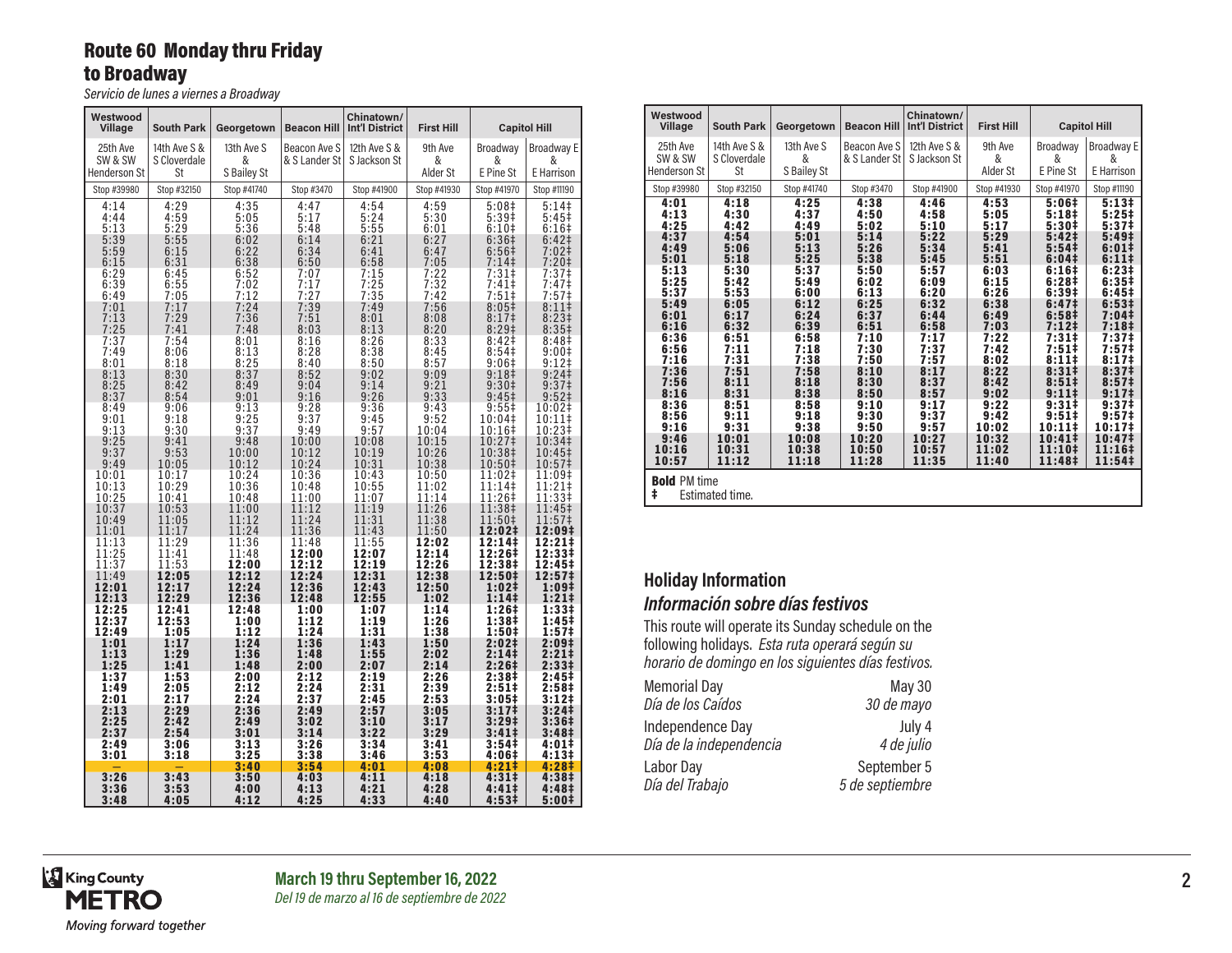# Route 60 Monday thru Friday to Broadway

*Servicio de lunes a viernes a Broadway*

| Westwood Village | South Park | Georgetown | Beacon Hill | Chinatown/ Int'l District | First Hill | Capitol Hill | |
|---|---|---|---|---|---|---|---|
| 25th Ave SW & SW Henderson St | 14th Ave S & S Cloverdale St | 13th Ave S & S Bailey St | Beacon Ave S & S Lander St | 12th Ave S & S Jackson St | 9th Ave & Alder St | Broadway & E Pine St | Broadway E & E Harrison |
| Stop #39980 | Stop #32150 | Stop #41740 | Stop #3470 | Stop #41900 | Stop #41930 | Stop #41970 | Stop #11190 |
| 4:14 | 4:29 | 4:35 | 4:47 | 4:54 | 4:59 | 5:08‡ | 5:14‡ |
| 4:44 | 4:59 | 5:05 | 5:17 | 5:24 | 5:30 | 5:39‡ | 5:45‡ |
| 5:13 | 5:29 | 5:36 | 5:48 | 5:55 | 6:01 | 6:10‡ | 6:16‡ |
| 5:39 | 5:55 | 6:02 | 6:14 | 6:21 | 6:27 | 6:36‡ | 6:42‡ |
| 5:59 | 6:15 | 6:22 | 6:34 | 6:41 | 6:47 | 6:56‡ | 7:02‡ |
| 6:15 | 6:31 | 6:38 | 6:50 | 6:58 | 7:05 | 7:14‡ | 7:20‡ |
| 6:29 | 6:45 | 6:52 | 7:07 | 7:15 | 7:22 | 7:31‡ | 7:37‡ |
| 6:39 | 6:55 | 7:02 | 7:17 | 7:25 | 7:32 | 7:41‡ | 7:47‡ |
| 6:49 | 7:05 | 7:12 | 7:27 | 7:35 | 7:42 | 7:51‡ | 7:57‡ |
| 7:01 | 7:17 | 7:24 | 7:39 | 7:49 | 7:56 | 8:05‡ | 8:11‡ |
| 7:13 | 7:29 | 7:36 | 7:51 | 8:01 | 8:08 | 8:17‡ | 8:23‡ |
| 7:25 | 7:41 | 7:48 | 8:03 | 8:13 | 8:20 | 8:29‡ | 8:35‡ |
| 7:37 | 7:54 | 8:01 | 8:16 | 8:26 | 8:33 | 8:42‡ | 8:48‡ |
| 7:49 | 8:06 | 8:13 | 8:28 | 8:38 | 8:45 | 8:54‡ | 9:00‡ |
| 8:01 | 8:18 | 8:25 | 8:40 | 8:50 | 8:57 | 9:06‡ | 9:12‡ |
| 8:13 | 8:30 | 8:37 | 8:52 | 9:02 | 9:09 | 9:18‡ | 9:24‡ |
| 8:25 | 8:42 | 8:49 | 9:04 | 9:14 | 9:21 | 9:30‡ | 9:37‡ |
| 8:37 | 8:54 | 9:01 | 9:16 | 9:26 | 9:33 | 9:45‡ | 9:52‡ |
| 8:49 | 9:06 | 9:13 | 9:28 | 9:36 | 9:43 | 9:55‡ | 10:02‡ |
| 9:01 | 9:18 | 9:25 | 9:37 | 9:45 | 9:52 | 10:04‡ | 10:11‡ |
| 9:13 | 9:30 | 9:37 | 9:49 | 9:57 | 10:04 | 10:16‡ | 10:23‡ |
| 9:25 | 9:41 | 9:48 | 10:00 | 10:08 | 10:15 | 10:27‡ | 10:34‡ |
| 9:37 | 9:53 | 10:00 | 10:12 | 10:19 | 10:26 | 10:38‡ | 10:45‡ |
| 9:49 | 10:05 | 10:12 | 10:24 | 10:31 | 10:38 | 10:50‡ | 10:57‡ |
| 10:01 | 10:17 | 10:24 | 10:36 | 10:43 | 10:50 | 11:02‡ | 11:09‡ |
| 10:13 | 10:29 | 10:36 | 10:48 | 10:55 | 11:02 | 11:14‡ | 11:21‡ |
| 10:25 | 10:41 | 10:48 | 11:00 | 11:07 | 11:14 | 11:26‡ | 11:33‡ |
| 10:37 | 10:53 | 11:00 | 11:12 | 11:19 | 11:26 | 11:38‡ | 11:45‡ |
| 10:49 | 11:05 | 11:12 | 11:24 | 11:31 | 11:38 | 11:50‡ | 11:57‡ |
| 11:01 | 11:17 | 11:24 | 11:36 | 11:43 | 11:50 | **12:02‡** | **12:09‡** |
| 11:13 | 11:29 | 11:36 | 11:48 | 11:55 | **12:02** | **12:14‡** | **12:21‡** |
| 11:25 | 11:41 | 11:48 | **12:00** | **12:07** | **12:14** | **12:26‡** | **12:33‡** |
| 11:37 | 11:53 | **12:00** | **12:12** | **12:19** | **12:26** | **12:38‡** | **12:45‡** |
| 11:49 | **12:05** | **12:12** | **12:24** | **12:31** | **12:38** | **12:50‡** | **12:57‡** |
| **12:01** | **12:17** | **12:24** | **12:36** | **12:43** | **12:50** | **1:02‡** | **1:09‡** |
| **12:13** | **12:29** | **12:36** | **12:48** | **12:55** | **1:02** | **1:14‡** | **1:21‡** |
| **12:25** | **12:41** | **12:48** | **1:00** | **1:07** | **1:14** | **1:26‡** | **1:33‡** |
| **12:37** | **12:53** | **1:00** | **1:12** | **1:19** | **1:26** | **1:38‡** | **1:45‡** |
| **12:49** | **1:05** | **1:12** | **1:24** | **1:31** | **1:38** | **1:50‡** | **1:57‡** |
| **1:01** | **1:17** | **1:24** | **1:36** | **1:43** | **1:50** | **2:02‡** | **2:09‡** |
| **1:13** | **1:29** | **1:36** | **1:48** | **1:55** | **2:02** | **2:14‡** | **2:21‡** |
| **1:25** | **1:41** | **1:48** | **2:00** | **2:07** | **2:14** | **2:26‡** | **2:33‡** |
| **1:37** | **1:53** | **2:00** | **2:12** | **2:19** | **2:26** | **2:38‡** | **2:45‡** |
| **1:49** | **2:05** | **2:12** | **2:24** | **2:31** | **2:39** | **2:51‡** | **2:58‡** |
| **2:01** | **2:17** | **2:24** | **2:37** | **2:45** | **2:53** | **3:05‡** | **3:12‡** |
| **2:13** | **2:29** | **2:36** | **2:49** | **2:57** | **3:05** | **3:17‡** | **3:24‡** |
| **2:25** | **2:42** | **2:49** | **3:02** | **3:10** | **3:17** | **3:29‡** | **3:36‡** |
| **2:37** | **2:54** | **3:01** | **3:14** | **3:22** | **3:29** | **3:41‡** | **3:48‡** |
| **2:49** | **3:06** | **3:13** | **3:26** | **3:34** | **3:41** | **3:54‡** | **4:01‡** |
| **3:01** | **3:18** | **3:25** | **3:38** | **3:46** | **3:53** | **4:06‡** | **4:13‡** |
| — | — | **3:40** | **3:54** | **4:01** | **4:08** | **4:21‡** | **4:28‡** |
| **3:26** | **3:43** | **3:50** | **4:03** | **4:11** | **4:18** | **4:31‡** | **4:38‡** |
| **3:36** | **3:53** | **4:00** | **4:13** | **4:21** | **4:28** | **4:41‡** | **4:48‡** |
| **3:48** | **4:05** | **4:12** | **4:25** | **4:33** | **4:40** | **4:53‡** | **5:00‡** |
| **4:01** | **4:18** | **4:25** | **4:38** | **4:46** | **4:53** | **5:06‡** | **5:13‡** |
| **4:13** | **4:30** | **4:37** | **4:50** | **4:58** | **5:05** | **5:18‡** | **5:25‡** |
| **4:25** | **4:42** | **4:49** | **5:02** | **5:10** | **5:17** | **5:30‡** | **5:37‡** |
| **4:37** | **4:54** | **5:01** | **5:14** | **5:22** | **5:29** | **5:42‡** | **5:49‡** |
| **4:49** | **5:06** | **5:13** | **5:26** | **5:34** | **5:41** | **5:54‡** | **6:01‡** |
| **5:01** | **5:18** | **5:25** | **5:38** | **5:45** | **5:51** | **6:04‡** | **6:11‡** |
| **5:13** | **5:30** | **5:37** | **5:50** | **5:57** | **6:03** | **6:16‡** | **6:23‡** |
| **5:25** | **5:42** | **5:49** | **6:02** | **6:09** | **6:15** | **6:28‡** | **6:35‡** |
| **5:37** | **5:53** | **6:00** | **6:13** | **6:20** | **6:26** | **6:39‡** | **6:45‡** |
| **5:49** | **6:05** | **6:12** | **6:25** | **6:32** | **6:38** | **6:47‡** | **6:53‡** |
| **6:01** | **6:17** | **6:24** | **6:37** | **6:44** | **6:49** | **6:58‡** | **7:04‡** |
| **6:16** | **6:32** | **6:39** | **6:51** | **6:58** | **7:03** | **7:12‡** | **7:18‡** |
| **6:36** | **6:51** | **6:58** | **7:10** | **7:17** | **7:22** | **7:31‡** | **7:37‡** |
| **6:56** | **7:11** | **7:18** | **7:30** | **7:37** | **7:42** | **7:51‡** | **7:57‡** |
| **7:16** | **7:31** | **7:38** | **7:50** | **7:57** | **8:02** | **8:11‡** | **8:17‡** |
| **7:36** | **7:51** | **7:58** | **8:10** | **8:17** | **8:22** | **8:31‡** | **8:37‡** |
| **7:56** | **8:11** | **8:18** | **8:30** | **8:37** | **8:42** | **8:51‡** | **8:57‡** |
| **8:16** | **8:31** | **8:38** | **8:50** | **8:57** | **9:02** | **9:11‡** | **9:17‡** |
| **8:36** | **8:51** | **8:58** | **9:10** | **9:17** | **9:22** | **9:31‡** | **9:37‡** |
| **8:56** | **9:11** | **9:18** | **9:30** | **9:37** | **9:42** | **9:51‡** | **9:57‡** |
| **9:16** | **9:31** | **9:38** | **9:50** | **9:57** | **10:02** | **10:11‡** | **10:17‡** |
| **9:46** | **10:01** | **10:08** | **10:20** | **10:27** | **10:32** | **10:41‡** | **10:47‡** |
| **10:16** | **10:31** | **10:38** | **10:50** | **10:57** | **11:02** | **11:10‡** | **11:16‡** |
| **10:57** | **11:12** | **11:18** | **11:28** | **11:35** | **11:40** | **11:48‡** | **11:54‡** |

**Bold** PM time

‡ Estimated time.

## Holiday Information

### *Información sobre días festivos*

This route will operate its Sunday schedule on the following holidays. *Esta ruta operará según su horario de domingo en los siguientes días festivos.*

| | |
|---|---|
| Memorial Day | May 30 |
| *Día de los Caídos* | *30 de mayo* |
| Independence Day | July 4 |
| *Día de la independencia* | *4 de julio* |
| Labor Day | September 5 |
| *Día del Trabajo* | *5 de septiembre* |

**March 19 thru September 16, 2022**

*Del 19 de marzo al 16 de septiembre de 2022*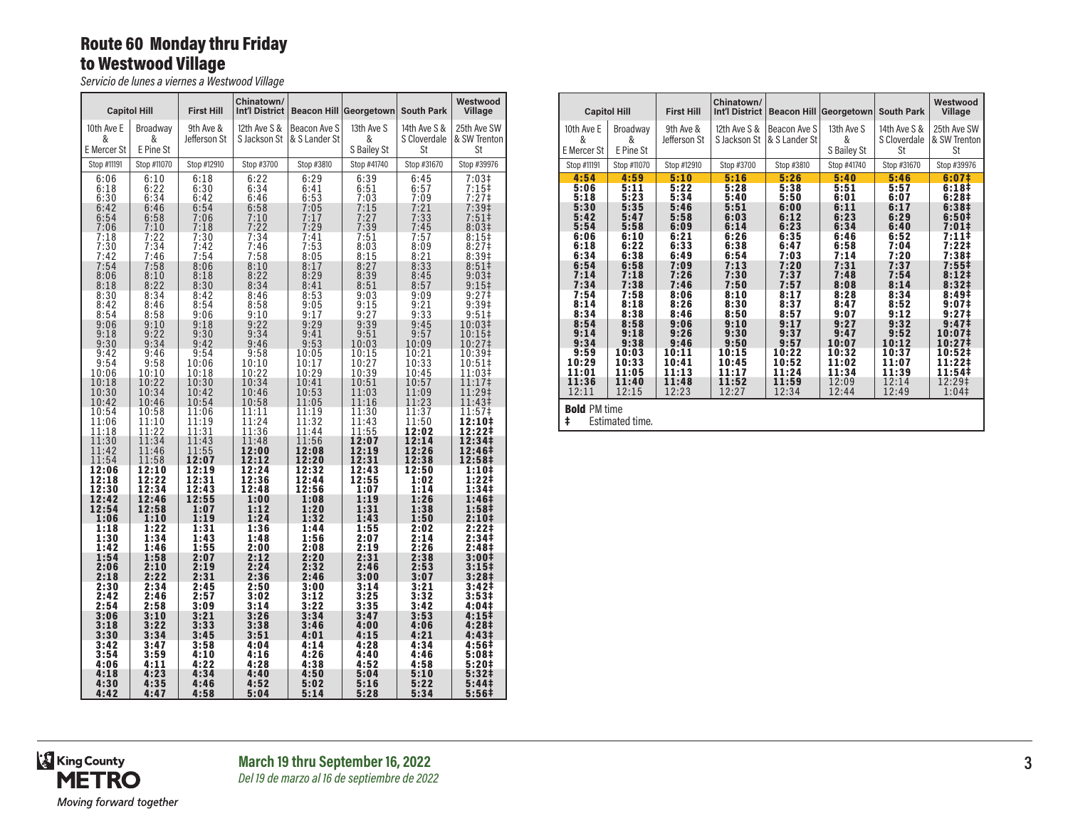# Route 60 Monday thru Friday to Westwood Village

*Servicio de lunes a viernes a Westwood Village*

| Capitol Hill | | First Hill | Chinatown/ Int'l District | Beacon Hill | Georgetown | South Park | Westwood Village |
|---|---|---|---|---|---|---|---|
| 10th Ave E & E Mercer St | Broadway & E Pine St | 9th Ave & Jefferson St | 12th Ave S & S Jackson St | Beacon Ave S & S Lander St | 13th Ave S & S Bailey St | 14th Ave S & S Cloverdale St | 25th Ave SW & SW Trenton St |
| Stop #11191 | Stop #11070 | Stop #12910 | Stop #3700 | Stop #3810 | Stop #41740 | Stop #31670 | Stop #39976 |
| 6:06 | 6:10 | 6:18 | 6:22 | 6:29 | 6:39 | 6:45 | 7:03‡ |
| 6:18 | 6:22 | 6:30 | 6:34 | 6:41 | 6:51 | 6:57 | 7:15‡ |
| 6:30 | 6:34 | 6:42 | 6:46 | 6:53 | 7:03 | 7:09 | 7:27‡ |
| 6:42 | 6:46 | 6:54 | 6:58 | 7:05 | 7:15 | 7:21 | 7:39‡ |
| 6:54 | 6:58 | 7:06 | 7:10 | 7:17 | 7:27 | 7:33 | 7:51‡ |
| 7:06 | 7:10 | 7:18 | 7:22 | 7:29 | 7:39 | 7:45 | 8:03‡ |
| 7:18 | 7:22 | 7:30 | 7:34 | 7:41 | 7:51 | 7:57 | 8:15‡ |
| 7:30 | 7:34 | 7:42 | 7:46 | 7:53 | 8:03 | 8:09 | 8:27‡ |
| 7:42 | 7:46 | 7:54 | 7:58 | 8:05 | 8:15 | 8:21 | 8:39‡ |
| 7:54 | 7:58 | 8:06 | 8:10 | 8:17 | 8:27 | 8:33 | 8:51‡ |
| 8:06 | 8:10 | 8:18 | 8:22 | 8:29 | 8:39 | 8:45 | 9:03‡ |
| 8:18 | 8:22 | 8:30 | 8:34 | 8:41 | 8:51 | 8:57 | 9:15‡ |
| 8:30 | 8:34 | 8:42 | 8:46 | 8:53 | 9:03 | 9:09 | 9:27‡ |
| 8:42 | 8:46 | 8:54 | 8:58 | 9:05 | 9:15 | 9:21 | 9:39‡ |
| 8:54 | 8:58 | 9:06 | 9:10 | 9:17 | 9:27 | 9:33 | 9:51‡ |
| 9:06 | 9:10 | 9:18 | 9:22 | 9:29 | 9:39 | 9:45 | 10:03‡ |
| 9:18 | 9:22 | 9:30 | 9:34 | 9:41 | 9:51 | 9:57 | 10:15‡ |
| 9:30 | 9:34 | 9:42 | 9:46 | 9:53 | 10:03 | 10:09 | 10:27‡ |
| 9:42 | 9:46 | 9:54 | 9:58 | 10:05 | 10:15 | 10:21 | 10:39‡ |
| 9:54 | 9:58 | 10:06 | 10:10 | 10:17 | 10:27 | 10:33 | 10:51‡ |
| 10:06 | 10:10 | 10:18 | 10:22 | 10:29 | 10:39 | 10:45 | 11:03‡ |
| 10:18 | 10:22 | 10:30 | 10:34 | 10:41 | 10:51 | 10:57 | 11:17‡ |
| 10:30 | 10:34 | 10:42 | 10:46 | 10:53 | 11:03 | 11:09 | 11:29‡ |
| 10:42 | 10:46 | 10:54 | 10:58 | 11:05 | 11:16 | 11:23 | 11:43‡ |
| 10:54 | 10:58 | 11:06 | 11:11 | 11:19 | 11:30 | 11:37 | 11:57‡ |
| 11:06 | 11:10 | 11:19 | 11:24 | 11:32 | 11:43 | 11:50 | **12:10‡** |
| 11:18 | 11:22 | 11:31 | 11:36 | 11:44 | 11:55 | **12:02** | **12:22‡** |
| 11:30 | 11:34 | 11:43 | 11:48 | 11:56 | **12:07** | **12:14** | **12:34‡** |
| 11:42 | 11:46 | 11:55 | **12:00** | **12:08** | **12:19** | **12:26** | **12:46‡** |
| 11:54 | 11:58 | **12:07** | **12:12** | **12:20** | **12:31** | **12:38** | **12:58‡** |
| **12:06** | **12:10** | **12:19** | **12:24** | **12:32** | **12:43** | **12:50** | **1:10‡** |
| **12:18** | **12:22** | **12:31** | **12:36** | **12:44** | **12:55** | **1:02** | **1:22‡** |
| **12:30** | **12:34** | **12:43** | **12:48** | **12:56** | **1:07** | **1:14** | **1:34‡** |
| **12:42** | **12:46** | **12:55** | **1:00** | **1:08** | **1:19** | **1:26** | **1:46‡** |
| **12:54** | **12:58** | **1:07** | **1:12** | **1:20** | **1:31** | **1:38** | **1:58‡** |
| **1:06** | **1:10** | **1:19** | **1:24** | **1:32** | **1:43** | **1:50** | **2:10‡** |
| **1:18** | **1:22** | **1:31** | **1:36** | **1:44** | **1:55** | **2:02** | **2:22‡** |
| **1:30** | **1:34** | **1:43** | **1:48** | **1:56** | **2:07** | **2:14** | **2:34‡** |
| **1:42** | **1:46** | **1:55** | **2:00** | **2:08** | **2:19** | **2:26** | **2:48‡** |
| **1:54** | **1:58** | **2:07** | **2:12** | **2:20** | **2:31** | **2:38** | **3:00‡** |
| **2:06** | **2:10** | **2:19** | **2:24** | **2:32** | **2:46** | **2:53** | **3:15‡** |
| **2:18** | **2:22** | **2:31** | **2:36** | **2:46** | **3:00** | **3:07** | **3:28‡** |
| **2:30** | **2:34** | **2:45** | **2:50** | **3:00** | **3:14** | **3:21** | **3:42‡** |
| **2:42** | **2:46** | **2:57** | **3:02** | **3:12** | **3:25** | **3:32** | **3:53‡** |
| **2:54** | **2:58** | **3:09** | **3:14** | **3:22** | **3:35** | **3:42** | **4:04‡** |
| **3:06** | **3:10** | **3:21** | **3:26** | **3:34** | **3:47** | **3:53** | **4:15‡** |
| **3:18** | **3:22** | **3:33** | **3:38** | **3:46** | **4:00** | **4:06** | **4:28‡** |
| **3:30** | **3:34** | **3:45** | **3:51** | **4:01** | **4:15** | **4:21** | **4:43‡** |
| **3:42** | **3:47** | **3:58** | **4:04** | **4:14** | **4:28** | **4:34** | **4:56‡** |
| **3:54** | **3:59** | **4:10** | **4:16** | **4:26** | **4:40** | **4:46** | **5:08‡** |
| **4:06** | **4:11** | **4:22** | **4:28** | **4:38** | **4:52** | **4:58** | **5:20‡** |
| **4:18** | **4:23** | **4:34** | **4:40** | **4:50** | **5:04** | **5:10** | **5:32‡** |
| **4:30** | **4:35** | **4:46** | **4:52** | **5:02** | **5:16** | **5:22** | **5:44‡** |
| **4:42** | **4:47** | **4:58** | **5:04** | **5:14** | **5:28** | **5:34** | **5:56‡** |
| **4:54** | **4:59** | **5:10** | **5:16** | **5:26** | **5:40** | **5:46** | **6:07‡** |
| **5:06** | **5:11** | **5:22** | **5:28** | **5:38** | **5:51** | **5:57** | **6:18‡** |
| **5:18** | **5:23** | **5:34** | **5:40** | **5:50** | **6:01** | **6:07** | **6:28‡** |
| **5:30** | **5:35** | **5:46** | **5:51** | **6:00** | **6:11** | **6:17** | **6:38‡** |
| **5:42** | **5:47** | **5:58** | **6:03** | **6:12** | **6:23** | **6:29** | **6:50‡** |
| **5:54** | **5:58** | **6:09** | **6:14** | **6:23** | **6:34** | **6:40** | **7:01‡** |
| **6:06** | **6:10** | **6:21** | **6:26** | **6:35** | **6:46** | **6:52** | **7:11‡** |
| **6:18** | **6:22** | **6:33** | **6:38** | **6:47** | **6:58** | **7:04** | **7:22‡** |
| **6:34** | **6:38** | **6:49** | **6:54** | **7:03** | **7:14** | **7:20** | **7:38‡** |
| **6:54** | **6:58** | **7:09** | **7:13** | **7:20** | **7:31** | **7:37** | **7:55‡** |
| **7:14** | **7:18** | **7:26** | **7:30** | **7:37** | **7:48** | **7:54** | **8:12‡** |
| **7:34** | **7:38** | **7:46** | **7:50** | **7:57** | **8:08** | **8:14** | **8:32‡** |
| **7:54** | **7:58** | **8:06** | **8:10** | **8:17** | **8:28** | **8:34** | **8:49‡** |
| **8:14** | **8:18** | **8:26** | **8:30** | **8:37** | **8:47** | **8:52** | **9:07‡** |
| **8:34** | **8:38** | **8:46** | **8:50** | **8:57** | **9:07** | **9:12** | **9:27‡** |
| **8:54** | **8:58** | **9:06** | **9:10** | **9:17** | **9:27** | **9:32** | **9:47‡** |
| **9:14** | **9:18** | **9:26** | **9:30** | **9:37** | **9:47** | **9:52** | **10:07‡** |
| **9:34** | **9:38** | **9:46** | **9:50** | **9:57** | **10:07** | **10:12** | **10:27‡** |
| **9:59** | **10:03** | **10:11** | **10:15** | **10:22** | **10:32** | **10:37** | **10:52‡** |
| **10:29** | **10:33** | **10:41** | **10:45** | **10:52** | **11:02** | **11:07** | **11:22‡** |
| **11:01** | **11:05** | **11:13** | **11:17** | **11:24** | **11:34** | **11:39** | **11:54‡** |
| **11:36** | **11:40** | **11:48** | **11:52** | **11:59** | 12:09 | 12:14 | 12:29‡ |
| 12:11 | 12:15 | 12:23 | 12:27 | 12:34 | 12:44 | 12:49 | 1:04‡ |

**Bold** PM time

‡ Estimated time.

**March 19 thru September 16, 2022**

*Del 19 de marzo al 16 de septiembre de 2022*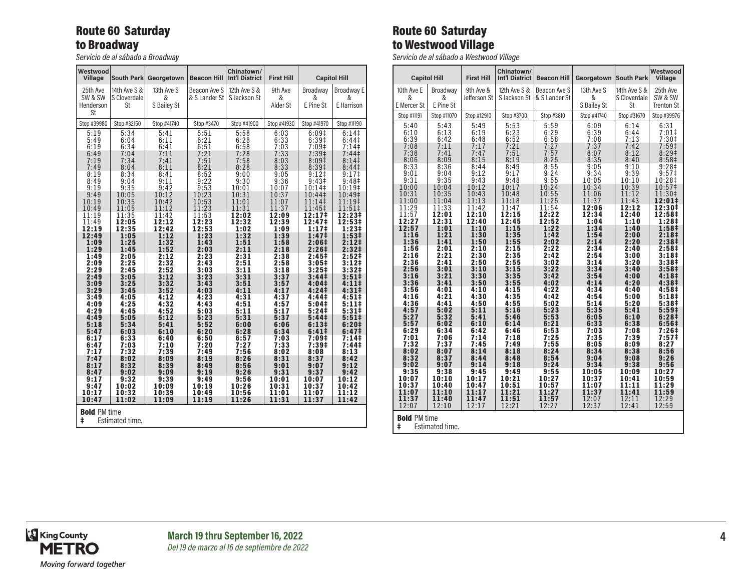## Route 60 Saturday to Broadway

*Servicio de al sábado a Broadway*

| Westwood Village | South Park | Georgetown | Beacon Hill | Chinatown/ Int'l District | First Hill | Capitol Hill | |
|---|---|---|---|---|---|---|---|
| 25th Ave SW & SW Henderson St | 14th Ave S & S Cloverdale St | 13th Ave S & S Bailey St | Beacon Ave S & S Lander St | 12th Ave S & S Jackson St | 9th Ave & Alder St | Broadway & E Pine St | Broadway E & E Harrison |
| Stop #39980 | Stop #32150 | Stop #41740 | Stop #3470 | Stop #41900 | Stop #41930 | Stop #41970 | Stop #11190 |
| 5:19 | 5:34 | 5:41 | 5:51 | 5:58 | 6:03 | 6:09‡ | 6:14‡ |
| 5:49 | 6:04 | 6:11 | 6:21 | 6:28 | 6:33 | 6:39‡ | 6:44‡ |
| 6:19 | 6:34 | 6:41 | 6:51 | 6:58 | 7:03 | 7:09‡ | 7:14‡ |
| 6:49 | 7:04 | 7:11 | 7:21 | 7:28 | 7:33 | 7:39‡ | 7:44‡ |
| 7:19 | 7:34 | 7:41 | 7:51 | 7:58 | 8:03 | 8:09‡ | 8:14‡ |
| 7:49 | 8:04 | 8:11 | 8:21 | 8:28 | 8:33 | 8:39‡ | 8:44‡ |
| 8:19 | 8:34 | 8:41 | 8:52 | 9:00 | 9:05 | 9:12‡ | 9:17‡ |
| 8:49 | 9:04 | 9:11 | 9:22 | 9:30 | 9:36 | 9:43‡ | 9:48‡ |
| 9:19 | 9:35 | 9:42 | 9:53 | 10:01 | 10:07 | 10:14‡ | 10:19‡ |
| 9:49 | 10:05 | 10:12 | 10:23 | 10:31 | 10:37 | 10:44‡ | 10:49‡ |
| 10:19 | 10:35 | 10:42 | 10:53 | 11:01 | 11:07 | 11:14‡ | 11:19‡ |
| 10:49 | 11:05 | 11:12 | 11:23 | 11:31 | 11:37 | 11:45‡ | 11:51‡ |
| 11:19 | 11:35 | 11:42 | 11:53 | **12:02** | **12:09** | **12:17‡** | **12:23‡** |
| 11:49 | **12:05** | **12:12** | **12:23** | **12:32** | **12:39** | **12:47‡** | **12:53‡** |
| **12:19** | **12:35** | **12:42** | **12:53** | **1:02** | **1:09** | **1:17‡** | **1:23‡** |
| **12:49** | **1:05** | **1:12** | **1:23** | **1:32** | **1:39** | **1:47‡** | **1:53‡** |
| **1:09** | **1:25** | **1:32** | **1:43** | **1:51** | **1:58** | **2:06‡** | **2:12‡** |
| **1:29** | **1:45** | **1:52** | **2:03** | **2:11** | **2:18** | **2:26‡** | **2:32‡** |
| **1:49** | **2:05** | **2:12** | **2:23** | **2:31** | **2:38** | **2:45‡** | **2:52‡** |
| **2:09** | **2:25** | **2:32** | **2:43** | **2:51** | **2:58** | **3:05‡** | **3:12‡** |
| **2:29** | **2:45** | **2:52** | **3:03** | **3:11** | **3:18** | **3:25‡** | **3:32‡** |
| **2:49** | **3:05** | **3:12** | **3:23** | **3:31** | **3:37** | **3:44‡** | **3:51‡** |
| **3:09** | **3:25** | **3:32** | **3:43** | **3:51** | **3:57** | **4:04‡** | **4:11‡** |
| **3:29** | **3:45** | **3:52** | **4:03** | **4:11** | **4:17** | **4:24‡** | **4:31‡** |
| **3:49** | **4:05** | **4:12** | **4:23** | **4:31** | **4:37** | **4:44‡** | **4:51‡** |
| **4:09** | **4:25** | **4:32** | **4:43** | **4:51** | **4:57** | **5:04‡** | **5:11‡** |
| **4:29** | **4:45** | **4:52** | **5:03** | **5:11** | **5:17** | **5:24‡** | **5:31‡** |
| **4:49** | **5:05** | **5:12** | **5:23** | **5:31** | **5:37** | **5:44‡** | **5:51‡** |
| **5:18** | **5:34** | **5:41** | **5:52** | **6:00** | **6:06** | **6:13‡** | **6:20‡** |
| **5:47** | **6:03** | **6:10** | **6:20** | **6:28** | **6:34** | **6:41‡** | **6:47‡** |
| **6:17** | **6:33** | **6:40** | **6:50** | **6:57** | **7:03** | **7:09‡** | **7:14‡** |
| **6:47** | **7:03** | **7:10** | **7:20** | **7:27** | **7:33** | **7:39‡** | **7:44‡** |
| **7:17** | **7:32** | **7:39** | **7:49** | **7:56** | **8:02** | **8:08** | **8:13** |
| **7:47** | **8:02** | **8:09** | **8:19** | **8:26** | **8:31** | **8:37** | **8:42** |
| **8:17** | **8:32** | **8:39** | **8:49** | **8:56** | **9:01** | **9:07** | **9:12** |
| **8:47** | **9:02** | **9:09** | **9:19** | **9:26** | **9:31** | **9:37** | **9:42** |
| **9:17** | **9:32** | **9:39** | **9:49** | **9:56** | **10:01** | **10:07** | **10:12** |
| **9:47** | **10:02** | **10:09** | **10:19** | **10:26** | **10:31** | **10:37** | **10:42** |
| **10:17** | **10:32** | **10:39** | **10:49** | **10:56** | **11:01** | **11:07** | **11:12** |
| **10:47** | **11:02** | **11:09** | **11:19** | **11:26** | **11:31** | **11:37** | **11:42** |

**Bold** PM time
‡ Estimated time.

## Route 60 Saturday to Westwood Village

*Servicio de al sábado a Westwood Village*

| Capitol Hill | | First Hill | Chinatown/ Int'l District | Beacon Hill | Georgetown | South Park | Westwood Village |
|---|---|---|---|---|---|---|---|
| 10th Ave E & E Mercer St | Broadway & E Pine St | 9th Ave & Jefferson St | 12th Ave S & S Jackson St | Beacon Ave S & S Lander St | 13th Ave S & S Bailey St | 14th Ave S & S Cloverdale St | 25th Ave SW & SW Trenton St |
| Stop #11191 | Stop #11070 | Stop #12910 | Stop #3700 | Stop #3810 | Stop #41740 | Stop #31670 | Stop #39976 |
| 5:40 | 5:43 | 5:49 | 5:53 | 5:59 | 6:09 | 6:14 | 6:31 |
| 6:10 | 6:13 | 6:19 | 6:23 | 6:29 | 6:39 | 6:44 | 7:01‡ |
| 6:39 | 6:42 | 6:48 | 6:52 | 6:58 | 7:08 | 7:13 | 7:30‡ |
| 7:08 | 7:11 | 7:17 | 7:21 | 7:27 | 7:37 | 7:42 | 7:59‡ |
| 7:38 | 7:41 | 7:47 | 7:51 | 7:57 | 8:07 | 8:12 | 8:29‡ |
| 8:06 | 8:09 | 8:15 | 8:19 | 8:25 | 8:35 | 8:40 | 8:58‡ |
| 8:33 | 8:36 | 8:44 | 8:49 | 8:55 | 9:05 | 9:10 | 9:28‡ |
| 9:01 | 9:04 | 9:12 | 9:17 | 9:24 | 9:34 | 9:39 | 9:57‡ |
| 9:31 | 9:35 | 9:43 | 9:48 | 9:55 | 10:05 | 10:10 | 10:28‡ |
| 10:00 | 10:04 | 10:12 | 10:17 | 10:24 | 10:34 | 10:39 | 10:57‡ |
| 10:31 | 10:35 | 10:43 | 10:48 | 10:55 | 11:06 | 11:12 | 11:30‡ |
| 11:00 | 11:04 | 11:13 | 11:18 | 11:25 | 11:37 | 11:43 | **12:01‡** |
| 11:29 | 11:33 | 11:42 | 11:47 | 11:54 | **12:06** | **12:12** | **12:30‡** |
| 11:57 | **12:01** | **12:10** | **12:15** | **12:22** | **12:34** | **12:40** | **12:58‡** |
| **12:27** | **12:31** | **12:40** | **12:45** | **12:52** | **1:04** | **1:10** | **1:28‡** |
| **12:57** | **1:01** | **1:10** | **1:15** | **1:22** | **1:34** | **1:40** | **1:58‡** |
| **1:16** | **1:21** | **1:30** | **1:35** | **1:42** | **1:54** | **2:00** | **2:18‡** |
| **1:36** | **1:41** | **1:50** | **1:55** | **2:02** | **2:14** | **2:20** | **2:38‡** |
| **1:56** | **2:01** | **2:10** | **2:15** | **2:22** | **2:34** | **2:40** | **2:58‡** |
| **2:16** | **2:21** | **2:30** | **2:35** | **2:42** | **2:54** | **3:00** | **3:18‡** |
| **2:36** | **2:41** | **2:50** | **2:55** | **3:02** | **3:14** | **3:20** | **3:38‡** |
| **2:56** | **3:01** | **3:10** | **3:15** | **3:22** | **3:34** | **3:40** | **3:58‡** |
| **3:16** | **3:21** | **3:30** | **3:35** | **3:42** | **3:54** | **4:00** | **4:18‡** |
| **3:36** | **3:41** | **3:50** | **3:55** | **4:02** | **4:14** | **4:20** | **4:38‡** |
| **3:56** | **4:01** | **4:10** | **4:15** | **4:22** | **4:34** | **4:40** | **4:58‡** |
| **4:16** | **4:21** | **4:30** | **4:35** | **4:42** | **4:54** | **5:00** | **5:18‡** |
| **4:36** | **4:41** | **4:50** | **4:55** | **5:02** | **5:14** | **5:20** | **5:38‡** |
| **4:57** | **5:02** | **5:11** | **5:16** | **5:23** | **5:35** | **5:41** | **5:59‡** |
| **5:27** | **5:32** | **5:41** | **5:46** | **5:53** | **6:05** | **6:10** | **6:28‡** |
| **5:57** | **6:02** | **6:10** | **6:14** | **6:21** | **6:33** | **6:38** | **6:56‡** |
| **6:29** | **6:34** | **6:42** | **6:46** | **6:53** | **7:03** | **7:08** | **7:26‡** |
| **7:01** | **7:06** | **7:14** | **7:18** | **7:25** | **7:35** | **7:39** | **7:57‡** |
| **7:32** | **7:37** | **7:45** | **7:49** | **7:55** | **8:05** | **8:09** | **8:27** |
| **8:02** | **8:07** | **8:14** | **8:18** | **8:24** | **8:34** | **8:38** | **8:56** |
| **8:32** | **8:37** | **8:44** | **8:48** | **8:54** | **9:04** | **9:08** | **9:26** |
| **9:02** | **9:07** | **9:14** | **9:18** | **9:24** | **9:34** | **9:38** | **9:56** |
| **9:35** | **9:38** | **9:45** | **9:49** | **9:55** | **10:05** | **10:09** | **10:27** |
| **10:07** | **10:10** | **10:17** | **10:21** | **10:27** | **10:37** | **10:41** | **10:59** |
| **10:37** | **10:40** | **10:47** | **10:51** | **10:57** | **11:07** | **11:11** | **11:29** |
| **11:07** | **11:10** | **11:17** | **11:21** | **11:27** | **11:37** | **11:41** | **11:59** |
| **11:37** | **11:40** | **11:47** | **11:51** | **11:57** | 12:07 | 12:11 | 12:29 |
| 12:07 | 12:10 | 12:17 | 12:21 | 12:27 | 12:37 | 12:41 | 12:59 |

**Bold** PM time
‡ Estimated time.

King County METRO
*Moving forward together*

**March 19 thru September 16, 2022**
*Del 19 de marzo al 16 de septiembre de 2022*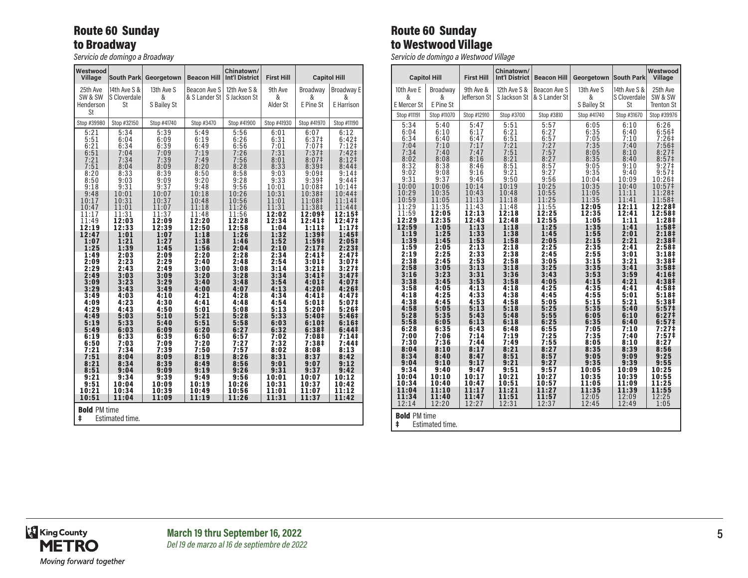## Route 60 Sunday to Broadway

*Servicio de domingo a Broadway*

| Westwood Village | South Park | Georgetown | Beacon Hill | Chinatown/ Int'l District | First Hill | Capitol Hill | |
|---|---|---|---|---|---|---|---|
| 25th Ave SW & SW Henderson St | 14th Ave S & S Cloverdale St | 13th Ave S & S Bailey St | Beacon Ave S & S Lander St | 12th Ave S & S Jackson St | 9th Ave & Alder St | Broadway & E Pine St | Broadway E & E Harrison |
| Stop #39980 | Stop #32150 | Stop #41740 | Stop #3470 | Stop #41900 | Stop #41930 | Stop #41970 | Stop #11190 |
| 5:21 | 5:34 | 5:39 | 5:49 | 5:56 | 6:01 | 6:07 | 6:12 |
| 5:51 | 6:04 | 6:09 | 6:19 | 6:26 | 6:31 | 6:37‡ | 6:42‡ |
| 6:21 | 6:34 | 6:39 | 6:49 | 6:56 | 7:01 | 7:07‡ | 7:12‡ |
| 6:51 | 7:04 | 7:09 | 7:19 | 7:26 | 7:31 | 7:37‡ | 7:42‡ |
| 7:21 | 7:34 | 7:39 | 7:49 | 7:56 | 8:01 | 8:07‡ | 8:12‡ |
| 7:51 | 8:04 | 8:09 | 8:20 | 8:28 | 8:33 | 8:39‡ | 8:44‡ |
| 8:20 | 8:33 | 8:39 | 8:50 | 8:58 | 9:03 | 9:09‡ | 9:14‡ |
| 8:50 | 9:03 | 9:09 | 9:20 | 9:28 | 9:33 | 9:39‡ | 9:44‡ |
| 9:18 | 9:31 | 9:37 | 9:48 | 9:56 | 10:01 | 10:08‡ | 10:14‡ |
| 9:48 | 10:01 | 10:07 | 10:18 | 10:26 | 10:31 | 10:38‡ | 10:44‡ |
| 10:17 | 10:31 | 10:37 | 10:48 | 10:56 | 11:01 | 11:08‡ | 11:14‡ |
| 10:47 | 11:01 | 11:07 | 11:18 | 11:26 | 11:31 | 11:38‡ | 11:44‡ |
| 11:17 | 11:31 | 11:37 | 11:48 | 11:56 | **12:02** | **12:09‡** | **12:15‡** |
| 11:49 | **12:03** | **12:09** | **12:20** | **12:28** | **12:34** | **12:41‡** | **12:47‡** |
| **12:19** | **12:33** | **12:39** | **12:50** | **12:58** | **1:04** | **1:11‡** | **1:17‡** |
| **12:47** | **1:01** | **1:07** | **1:18** | **1:26** | **1:32** | **1:39‡** | **1:45‡** |
| **1:07** | **1:21** | **1:27** | **1:38** | **1:46** | **1:52** | **1:59‡** | **2:05‡** |
| **1:25** | **1:39** | **1:45** | **1:56** | **2:04** | **2:10** | **2:17‡** | **2:23‡** |
| **1:49** | **2:03** | **2:09** | **2:20** | **2:28** | **2:34** | **2:41‡** | **2:47‡** |
| **2:09** | **2:23** | **2:29** | **2:40** | **2:48** | **2:54** | **3:01‡** | **3:07‡** |
| **2:29** | **2:43** | **2:49** | **3:00** | **3:08** | **3:14** | **3:21‡** | **3:27‡** |
| **2:49** | **3:03** | **3:09** | **3:20** | **3:28** | **3:34** | **3:41‡** | **3:47‡** |
| **3:09** | **3:23** | **3:29** | **3:40** | **3:48** | **3:54** | **4:01‡** | **4:07‡** |
| **3:29** | **3:43** | **3:49** | **4:00** | **4:07** | **4:13** | **4:20‡** | **4:26‡** |
| **3:49** | **4:03** | **4:10** | **4:21** | **4:28** | **4:34** | **4:41‡** | **4:47‡** |
| **4:09** | **4:23** | **4:30** | **4:41** | **4:48** | **4:54** | **5:01‡** | **5:07‡** |
| **4:29** | **4:43** | **4:50** | **5:01** | **5:08** | **5:13** | **5:20‡** | **5:26‡** |
| **4:49** | **5:03** | **5:10** | **5:21** | **5:28** | **5:33** | **5:40‡** | **5:46‡** |
| **5:19** | **5:33** | **5:40** | **5:51** | **5:58** | **6:03** | **6:10‡** | **6:16‡** |
| **5:49** | **6:03** | **6:09** | **6:20** | **6:27** | **6:32** | **6:38‡** | **6:44‡** |
| **6:19** | **6:33** | **6:39** | **6:50** | **6:57** | **7:02** | **7:08‡** | **7:14‡** |
| **6:50** | **7:03** | **7:09** | **7:20** | **7:27** | **7:32** | **7:38‡** | **7:44‡** |
| **7:21** | **7:34** | **7:39** | **7:50** | **7:57** | **8:02** | **8:08** | **8:13** |
| **7:51** | **8:04** | **8:09** | **8:19** | **8:26** | **8:31** | **8:37** | **8:42** |
| **8:21** | **8:34** | **8:39** | **8:49** | **8:56** | **9:01** | **9:07** | **9:12** |
| **8:51** | **9:04** | **9:09** | **9:19** | **9:26** | **9:31** | **9:37** | **9:42** |
| **9:21** | **9:34** | **9:39** | **9:49** | **9:56** | **10:01** | **10:07** | **10:12** |
| **9:51** | **10:04** | **10:09** | **10:19** | **10:26** | **10:31** | **10:37** | **10:42** |
| **10:21** | **10:34** | **10:39** | **10:49** | **10:56** | **11:01** | **11:07** | **11:12** |
| **10:51** | **11:04** | **11:09** | **11:19** | **11:26** | **11:31** | **11:37** | **11:42** |

**Bold** PM time
‡ Estimated time.

## Route 60 Sunday to Westwood Village

*Servicio de domingo a Westwood Village*

| Capitol Hill | | First Hill | Chinatown/ Int'l District | Beacon Hill | Georgetown | South Park | Westwood Village |
|---|---|---|---|---|---|---|---|
| 10th Ave E & E Mercer St | Broadway & E Pine St | 9th Ave & Jefferson St | 12th Ave S & S Jackson St | Beacon Ave S & S Lander St | 13th Ave S & S Bailey St | 14th Ave S & S Cloverdale St | 25th Ave SW & SW Trenton St |
| Stop #11191 | Stop #11070 | Stop #12910 | Stop #3700 | Stop #3810 | Stop #41740 | Stop #31670 | Stop #39976 |
| 5:34 | 5:40 | 5:47 | 5:51 | 5:57 | 6:05 | 6:10 | 6:26 |
| 6:04 | 6:10 | 6:17 | 6:21 | 6:27 | 6:35 | 6:40 | 6:56‡ |
| 6:34 | 6:40 | 6:47 | 6:51 | 6:57 | 7:05 | 7:10 | 7:26‡ |
| 7:04 | 7:10 | 7:17 | 7:21 | 7:27 | 7:35 | 7:40 | 7:56‡ |
| 7:34 | 7:40 | 7:47 | 7:51 | 7:57 | 8:05 | 8:10 | 8:27‡ |
| 8:02 | 8:08 | 8:16 | 8:21 | 8:27 | 8:35 | 8:40 | 8:57‡ |
| 8:32 | 8:38 | 8:46 | 8:51 | 8:57 | 9:05 | 9:10 | 9:27‡ |
| 9:02 | 9:08 | 9:16 | 9:21 | 9:27 | 9:35 | 9:40 | 9:57‡ |
| 9:31 | 9:37 | 9:45 | 9:50 | 9:56 | 10:04 | 10:09 | 10:26‡ |
| 10:00 | 10:06 | 10:14 | 10:19 | 10:25 | 10:35 | 10:40 | 10:57‡ |
| 10:29 | 10:35 | 10:43 | 10:48 | 10:55 | 11:05 | 11:11 | 11:28‡ |
| 10:59 | 11:05 | 11:13 | 11:18 | 11:25 | 11:35 | 11:41 | 11:58‡ |
| 11:29 | 11:35 | 11:43 | 11:48 | 11:55 | **12:05** | **12:11** | **12:28‡** |
| 11:59 | **12:05** | **12:13** | **12:18** | **12:25** | **12:35** | **12:41** | **12:58‡** |
| **12:29** | **12:35** | **12:43** | **12:48** | **12:55** | **1:05** | **1:11** | **1:28‡** |
| **12:59** | **1:05** | **1:13** | **1:18** | **1:25** | **1:35** | **1:41** | **1:58‡** |
| **1:19** | **1:25** | **1:33** | **1:38** | **1:45** | **1:55** | **2:01** | **2:18‡** |
| **1:39** | **1:45** | **1:53** | **1:58** | **2:05** | **2:15** | **2:21** | **2:38‡** |
| **1:59** | **2:05** | **2:13** | **2:18** | **2:25** | **2:35** | **2:41** | **2:58‡** |
| **2:19** | **2:25** | **2:33** | **2:38** | **2:45** | **2:55** | **3:01** | **3:18‡** |
| **2:38** | **2:45** | **2:53** | **2:58** | **3:05** | **3:15** | **3:21** | **3:38‡** |
| **2:58** | **3:05** | **3:13** | **3:18** | **3:25** | **3:35** | **3:41** | **3:58‡** |
| **3:16** | **3:23** | **3:31** | **3:36** | **3:43** | **3:53** | **3:59** | **4:16‡** |
| **3:38** | **3:45** | **3:53** | **3:58** | **4:05** | **4:15** | **4:21** | **4:38‡** |
| **3:58** | **4:05** | **4:13** | **4:18** | **4:25** | **4:35** | **4:41** | **4:58‡** |
| **4:18** | **4:25** | **4:33** | **4:38** | **4:45** | **4:55** | **5:01** | **5:18‡** |
| **4:38** | **4:45** | **4:53** | **4:58** | **5:05** | **5:15** | **5:21** | **5:38‡** |
| **4:58** | **5:05** | **5:13** | **5:18** | **5:25** | **5:35** | **5:40** | **5:57‡** |
| **5:28** | **5:35** | **5:43** | **5:48** | **5:55** | **6:05** | **6:10** | **6:27‡** |
| **5:58** | **6:05** | **6:13** | **6:18** | **6:25** | **6:35** | **6:40** | **6:57‡** |
| **6:28** | **6:35** | **6:43** | **6:48** | **6:55** | **7:05** | **7:10** | **7:27‡** |
| **7:00** | **7:06** | **7:14** | **7:19** | **7:25** | **7:35** | **7:40** | **7:57‡** |
| **7:30** | **7:36** | **7:44** | **7:49** | **7:55** | **8:05** | **8:10** | **8:27** |
| **8:04** | **8:10** | **8:17** | **8:21** | **8:27** | **8:35** | **8:39** | **8:56** |
| **8:34** | **8:40** | **8:47** | **8:51** | **8:57** | **9:05** | **9:09** | **9:25** |
| **9:04** | **9:10** | **9:17** | **9:21** | **9:27** | **9:35** | **9:39** | **9:55** |
| **9:34** | **9:40** | **9:47** | **9:51** | **9:57** | **10:05** | **10:09** | **10:25** |
| **10:04** | **10:10** | **10:17** | **10:21** | **10:27** | **10:35** | **10:39** | **10:55** |
| **10:34** | **10:40** | **10:47** | **10:51** | **10:57** | **11:05** | **11:09** | **11:25** |
| **11:04** | **11:10** | **11:17** | **11:21** | **11:27** | **11:35** | **11:39** | **11:55** |
| **11:34** | **11:40** | **11:47** | **11:51** | **11:57** | 12:05 | 12:09 | 12:25 |
| 12:14 | 12:20 | 12:27 | 12:31 | 12:37 | 12:45 | 12:49 | 1:05 |

**Bold** PM time
‡ Estimated time.

King County METRO
*Moving forward together*

**March 19 thru September 16, 2022**
*Del 19 de marzo al 16 de septiembre de 2022*